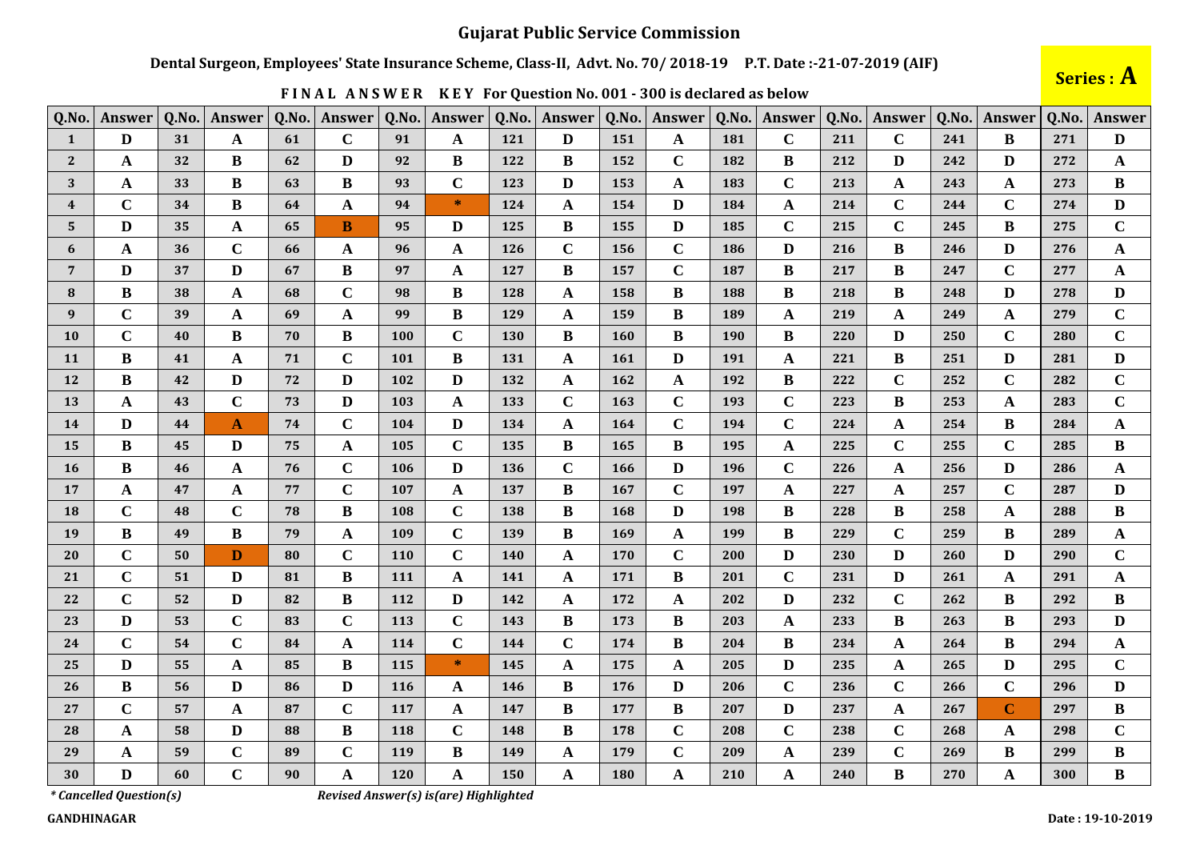# Gujarat Public Service Commission

**Dental Surgeon, Employees' State Insurance Scheme, Class-II, Advt. No. 70/ 2018-19 P.T. Date :-21-07-2019 (AIF)**

**Series : A**

**FINAL ANSWER KEY For Question No. 001 - 300 is declared as below**

| Q.No. | Answer | Q.No. | Answer | Q.No. | Answer | Q.No. | Answer | Q.No. | Answer | Q.No. | Answer | Q.No. | Answer | Q.No. | Answer | Q.No. | Answer | Q.No. | Answer |
|---|---|---|---|---|---|---|---|---|---|---|---|---|---|---|---|---|---|---|---|
| 1 | D | 31 | A | 61 | C | 91 | A | 121 | D | 151 | A | 181 | C | 211 | C | 241 | B | 271 | D |
| 2 | A | 32 | B | 62 | D | 92 | B | 122 | B | 152 | C | 182 | B | 212 | D | 242 | D | 272 | A |
| 3 | A | 33 | B | 63 | B | 93 | C | 123 | D | 153 | A | 183 | C | 213 | A | 243 | A | 273 | B |
| 4 | C | 34 | B | 64 | A | 94 | * | 124 | A | 154 | D | 184 | A | 214 | C | 244 | C | 274 | D |
| 5 | D | 35 | A | 65 | B | 95 | D | 125 | B | 155 | D | 185 | C | 215 | C | 245 | B | 275 | C |
| 6 | A | 36 | C | 66 | A | 96 | A | 126 | C | 156 | C | 186 | D | 216 | B | 246 | D | 276 | A |
| 7 | D | 37 | D | 67 | B | 97 | A | 127 | B | 157 | C | 187 | B | 217 | B | 247 | C | 277 | A |
| 8 | B | 38 | A | 68 | C | 98 | B | 128 | A | 158 | B | 188 | B | 218 | B | 248 | D | 278 | D |
| 9 | C | 39 | A | 69 | A | 99 | B | 129 | A | 159 | B | 189 | A | 219 | A | 249 | A | 279 | C |
| 10 | C | 40 | B | 70 | B | 100 | C | 130 | B | 160 | B | 190 | B | 220 | D | 250 | C | 280 | C |
| 11 | B | 41 | A | 71 | C | 101 | B | 131 | A | 161 | D | 191 | A | 221 | B | 251 | D | 281 | D |
| 12 | B | 42 | D | 72 | D | 102 | D | 132 | A | 162 | A | 192 | B | 222 | C | 252 | C | 282 | C |
| 13 | A | 43 | C | 73 | D | 103 | A | 133 | C | 163 | C | 193 | C | 223 | B | 253 | A | 283 | C |
| 14 | D | 44 | A | 74 | C | 104 | D | 134 | A | 164 | C | 194 | C | 224 | A | 254 | B | 284 | A |
| 15 | B | 45 | D | 75 | A | 105 | C | 135 | B | 165 | B | 195 | A | 225 | C | 255 | C | 285 | B |
| 16 | B | 46 | A | 76 | C | 106 | D | 136 | C | 166 | D | 196 | C | 226 | A | 256 | D | 286 | A |
| 17 | A | 47 | A | 77 | C | 107 | A | 137 | B | 167 | C | 197 | A | 227 | A | 257 | C | 287 | D |
| 18 | C | 48 | C | 78 | B | 108 | C | 138 | B | 168 | D | 198 | B | 228 | B | 258 | A | 288 | B |
| 19 | B | 49 | B | 79 | A | 109 | C | 139 | B | 169 | A | 199 | B | 229 | C | 259 | B | 289 | A |
| 20 | C | 50 | D | 80 | C | 110 | C | 140 | A | 170 | C | 200 | D | 230 | D | 260 | D | 290 | C |
| 21 | C | 51 | D | 81 | B | 111 | A | 141 | A | 171 | B | 201 | C | 231 | D | 261 | A | 291 | A |
| 22 | C | 52 | D | 82 | B | 112 | D | 142 | A | 172 | A | 202 | D | 232 | C | 262 | B | 292 | B |
| 23 | D | 53 | C | 83 | C | 113 | C | 143 | B | 173 | B | 203 | A | 233 | B | 263 | B | 293 | D |
| 24 | C | 54 | C | 84 | A | 114 | C | 144 | C | 174 | B | 204 | B | 234 | A | 264 | B | 294 | A |
| 25 | D | 55 | A | 85 | B | 115 | * | 145 | A | 175 | A | 205 | D | 235 | A | 265 | D | 295 | C |
| 26 | B | 56 | D | 86 | D | 116 | A | 146 | B | 176 | D | 206 | C | 236 | C | 266 | C | 296 | D |
| 27 | C | 57 | A | 87 | C | 117 | A | 147 | B | 177 | B | 207 | D | 237 | A | 267 | C | 297 | B |
| 28 | A | 58 | D | 88 | B | 118 | C | 148 | B | 178 | C | 208 | C | 238 | C | 268 | A | 298 | C |
| 29 | A | 59 | C | 89 | C | 119 | B | 149 | A | 179 | C | 209 | A | 239 | C | 269 | B | 299 | B |
| 30 | D | 60 | C | 90 | A | 120 | A | 150 | A | 180 | A | 210 | A | 240 | B | 270 | A | 300 | B |

*\* Cancelled Question(s)*

*Revised Answer(s) is(are) Highlighted*

**GANDHINAGAR**

**Date : 19-10-2019**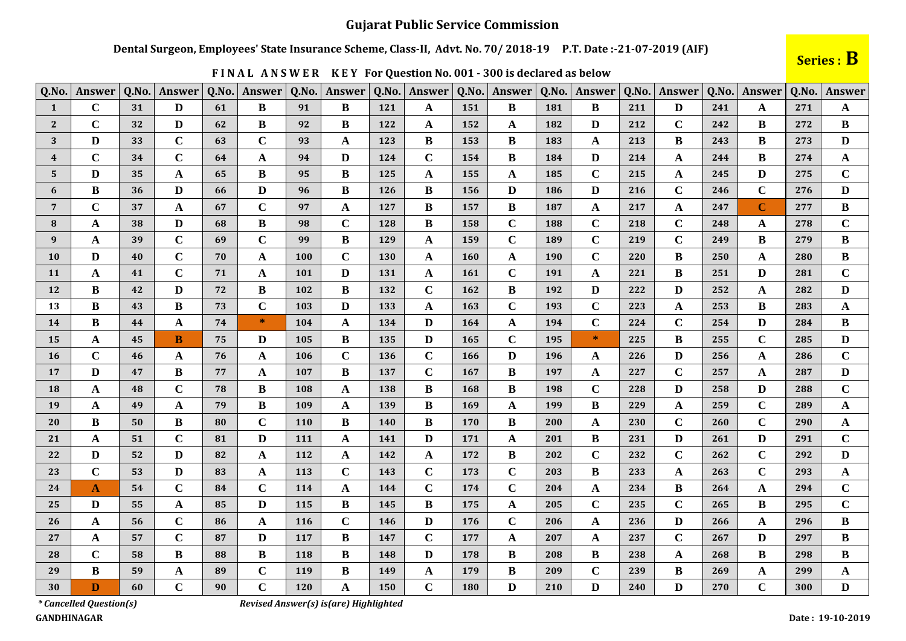# Gujarat Public Service Commission

**Dental Surgeon, Employees' State Insurance Scheme, Class-II, Advt. No. 70/ 2018-19 P.T. Date :-21-07-2019 (AIF)**

**Series : B**

**FINAL ANSWER KEY For Question No. 001 - 300 is declared as below**

| Q.No. | Answer | Q.No. | Answer | Q.No. | Answer | Q.No. | Answer | Q.No. | Answer | Q.No. | Answer | Q.No. | Answer | Q.No. | Answer | Q.No. | Answer | Q.No. | Answer |
|---|---|---|---|---|---|---|---|---|---|---|---|---|---|---|---|---|---|---|---|
| 1 | C | 31 | D | 61 | B | 91 | B | 121 | A | 151 | B | 181 | B | 211 | D | 241 | A | 271 | A |
| 2 | C | 32 | D | 62 | B | 92 | B | 122 | A | 152 | A | 182 | D | 212 | C | 242 | B | 272 | B |
| 3 | D | 33 | C | 63 | C | 93 | A | 123 | B | 153 | B | 183 | A | 213 | B | 243 | B | 273 | D |
| 4 | C | 34 | C | 64 | A | 94 | D | 124 | C | 154 | B | 184 | D | 214 | A | 244 | B | 274 | A |
| 5 | D | 35 | A | 65 | B | 95 | B | 125 | A | 155 | A | 185 | C | 215 | A | 245 | D | 275 | C |
| 6 | B | 36 | D | 66 | D | 96 | B | 126 | B | 156 | D | 186 | D | 216 | C | 246 | C | 276 | D |
| 7 | C | 37 | A | 67 | C | 97 | A | 127 | B | 157 | B | 187 | A | 217 | A | 247 | C | 277 | B |
| 8 | A | 38 | D | 68 | B | 98 | C | 128 | B | 158 | C | 188 | C | 218 | C | 248 | A | 278 | C |
| 9 | A | 39 | C | 69 | C | 99 | B | 129 | A | 159 | C | 189 | C | 219 | C | 249 | B | 279 | B |
| 10 | D | 40 | C | 70 | A | 100 | C | 130 | A | 160 | A | 190 | C | 220 | B | 250 | A | 280 | B |
| 11 | A | 41 | C | 71 | A | 101 | D | 131 | A | 161 | C | 191 | A | 221 | B | 251 | D | 281 | C |
| 12 | B | 42 | D | 72 | B | 102 | B | 132 | C | 162 | B | 192 | D | 222 | D | 252 | A | 282 | D |
| 13 | B | 43 | B | 73 | C | 103 | D | 133 | A | 163 | C | 193 | C | 223 | A | 253 | B | 283 | A |
| 14 | B | 44 | A | 74 | * | 104 | A | 134 | D | 164 | A | 194 | C | 224 | C | 254 | D | 284 | B |
| 15 | A | 45 | B | 75 | D | 105 | B | 135 | D | 165 | C | 195 | * | 225 | B | 255 | C | 285 | D |
| 16 | C | 46 | A | 76 | A | 106 | C | 136 | C | 166 | D | 196 | A | 226 | D | 256 | A | 286 | C |
| 17 | D | 47 | B | 77 | A | 107 | B | 137 | C | 167 | B | 197 | A | 227 | C | 257 | A | 287 | D |
| 18 | A | 48 | C | 78 | B | 108 | A | 138 | B | 168 | B | 198 | C | 228 | D | 258 | D | 288 | C |
| 19 | A | 49 | A | 79 | B | 109 | A | 139 | B | 169 | A | 199 | B | 229 | A | 259 | C | 289 | A |
| 20 | B | 50 | B | 80 | C | 110 | B | 140 | B | 170 | B | 200 | A | 230 | C | 260 | C | 290 | A |
| 21 | A | 51 | C | 81 | D | 111 | A | 141 | D | 171 | A | 201 | B | 231 | D | 261 | D | 291 | C |
| 22 | D | 52 | D | 82 | A | 112 | A | 142 | A | 172 | B | 202 | C | 232 | C | 262 | C | 292 | D |
| 23 | C | 53 | D | 83 | A | 113 | C | 143 | C | 173 | C | 203 | B | 233 | A | 263 | C | 293 | A |
| 24 | A | 54 | C | 84 | C | 114 | A | 144 | C | 174 | C | 204 | A | 234 | B | 264 | A | 294 | C |
| 25 | D | 55 | A | 85 | D | 115 | B | 145 | B | 175 | A | 205 | C | 235 | C | 265 | B | 295 | C |
| 26 | A | 56 | C | 86 | A | 116 | C | 146 | D | 176 | C | 206 | A | 236 | D | 266 | A | 296 | B |
| 27 | A | 57 | C | 87 | D | 117 | B | 147 | C | 177 | A | 207 | A | 237 | C | 267 | D | 297 | B |
| 28 | C | 58 | B | 88 | B | 118 | B | 148 | D | 178 | B | 208 | B | 238 | A | 268 | B | 298 | B |
| 29 | B | 59 | A | 89 | C | 119 | B | 149 | A | 179 | B | 209 | C | 239 | B | 269 | A | 299 | A |
| 30 | D | 60 | C | 90 | C | 120 | A | 150 | C | 180 | D | 210 | D | 240 | D | 270 | C | 300 | D |

*\* Cancelled Question(s)*

*Revised Answer(s) is(are) Highlighted*

**GANDHINAGAR**

**Date : 19-10-2019**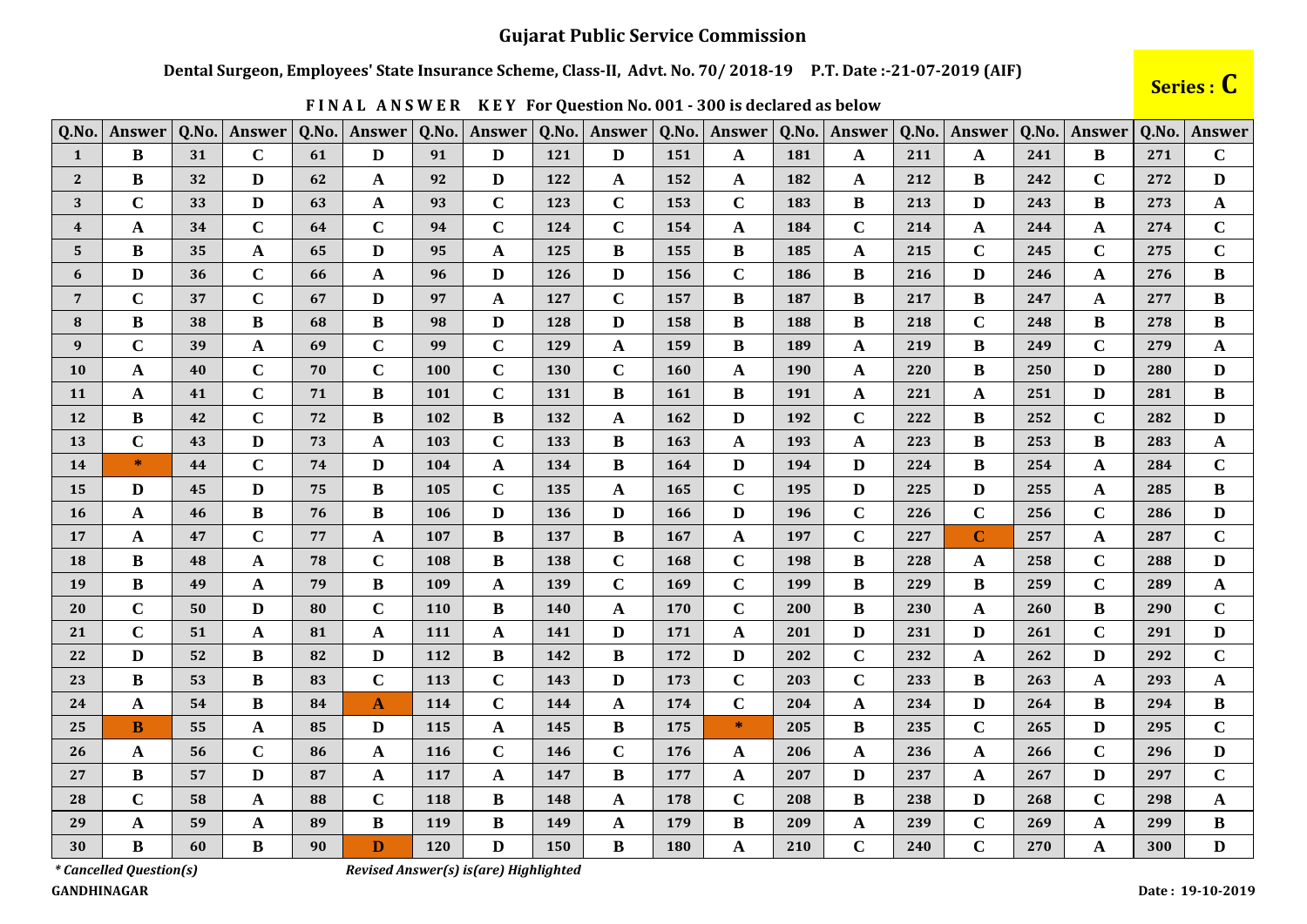# Gujarat Public Service Commission

**Dental Surgeon, Employees' State Insurance Scheme, Class-II, Advt. No. 70/ 2018-19 P.T. Date :-21-07-2019 (AIF)**

**Series : C**

**FINAL ANSWER KEY For Question No. 001 - 300 is declared as below**

| Q.No. | Answer | Q.No. | Answer | Q.No. | Answer | Q.No. | Answer | Q.No. | Answer | Q.No. | Answer | Q.No. | Answer | Q.No. | Answer | Q.No. | Answer | Q.No. | Answer |
|---|---|---|---|---|---|---|---|---|---|---|---|---|---|---|---|---|---|---|---|
| 1 | B | 31 | C | 61 | D | 91 | D | 121 | D | 151 | A | 181 | A | 211 | A | 241 | B | 271 | C |
| 2 | B | 32 | D | 62 | A | 92 | D | 122 | A | 152 | A | 182 | A | 212 | B | 242 | C | 272 | D |
| 3 | C | 33 | D | 63 | A | 93 | C | 123 | C | 153 | C | 183 | B | 213 | D | 243 | B | 273 | A |
| 4 | A | 34 | C | 64 | C | 94 | C | 124 | C | 154 | A | 184 | C | 214 | A | 244 | A | 274 | C |
| 5 | B | 35 | A | 65 | D | 95 | A | 125 | B | 155 | B | 185 | A | 215 | C | 245 | C | 275 | C |
| 6 | D | 36 | C | 66 | A | 96 | D | 126 | D | 156 | C | 186 | B | 216 | D | 246 | A | 276 | B |
| 7 | C | 37 | C | 67 | D | 97 | A | 127 | C | 157 | B | 187 | B | 217 | B | 247 | A | 277 | B |
| 8 | B | 38 | B | 68 | B | 98 | D | 128 | D | 158 | B | 188 | B | 218 | C | 248 | B | 278 | B |
| 9 | C | 39 | A | 69 | C | 99 | C | 129 | A | 159 | B | 189 | A | 219 | B | 249 | C | 279 | A |
| 10 | A | 40 | C | 70 | C | 100 | C | 130 | C | 160 | A | 190 | A | 220 | B | 250 | D | 280 | D |
| 11 | A | 41 | C | 71 | B | 101 | C | 131 | B | 161 | B | 191 | A | 221 | A | 251 | D | 281 | B |
| 12 | B | 42 | C | 72 | B | 102 | B | 132 | A | 162 | D | 192 | C | 222 | B | 252 | C | 282 | D |
| 13 | C | 43 | D | 73 | A | 103 | C | 133 | B | 163 | A | 193 | A | 223 | B | 253 | B | 283 | A |
| 14 | * | 44 | C | 74 | D | 104 | A | 134 | B | 164 | D | 194 | D | 224 | B | 254 | A | 284 | C |
| 15 | D | 45 | D | 75 | B | 105 | C | 135 | A | 165 | C | 195 | D | 225 | D | 255 | A | 285 | B |
| 16 | A | 46 | B | 76 | B | 106 | D | 136 | D | 166 | D | 196 | C | 226 | C | 256 | C | 286 | D |
| 17 | A | 47 | C | 77 | A | 107 | B | 137 | B | 167 | A | 197 | C | 227 | C | 257 | A | 287 | C |
| 18 | B | 48 | A | 78 | C | 108 | B | 138 | C | 168 | C | 198 | B | 228 | A | 258 | C | 288 | D |
| 19 | B | 49 | A | 79 | B | 109 | A | 139 | C | 169 | C | 199 | B | 229 | B | 259 | C | 289 | A |
| 20 | C | 50 | D | 80 | C | 110 | B | 140 | A | 170 | C | 200 | B | 230 | A | 260 | B | 290 | C |
| 21 | C | 51 | A | 81 | A | 111 | A | 141 | D | 171 | A | 201 | D | 231 | D | 261 | C | 291 | D |
| 22 | D | 52 | B | 82 | D | 112 | B | 142 | B | 172 | D | 202 | C | 232 | A | 262 | D | 292 | C |
| 23 | B | 53 | B | 83 | C | 113 | C | 143 | D | 173 | C | 203 | C | 233 | B | 263 | A | 293 | A |
| 24 | A | 54 | B | 84 | A | 114 | C | 144 | A | 174 | C | 204 | A | 234 | D | 264 | B | 294 | B |
| 25 | B | 55 | A | 85 | D | 115 | A | 145 | B | 175 | * | 205 | B | 235 | C | 265 | D | 295 | C |
| 26 | A | 56 | C | 86 | A | 116 | C | 146 | C | 176 | A | 206 | A | 236 | A | 266 | C | 296 | D |
| 27 | B | 57 | D | 87 | A | 117 | A | 147 | B | 177 | A | 207 | D | 237 | A | 267 | D | 297 | C |
| 28 | C | 58 | A | 88 | C | 118 | B | 148 | A | 178 | C | 208 | B | 238 | D | 268 | C | 298 | A |
| 29 | A | 59 | A | 89 | B | 119 | B | 149 | A | 179 | B | 209 | A | 239 | C | 269 | A | 299 | B |
| 30 | B | 60 | B | 90 | D | 120 | D | 150 | B | 180 | A | 210 | C | 240 | C | 270 | A | 300 | D |

*\* Cancelled Question(s)*

*Revised Answer(s) is(are) Highlighted*

**GANDHINAGAR**

**Date : 19-10-2019**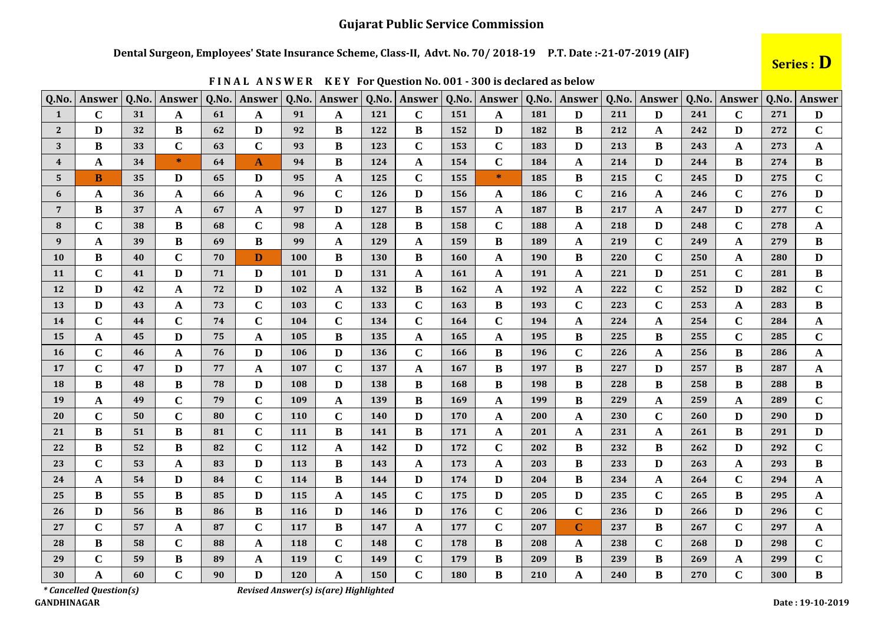# Gujarat Public Service Commission

**Dental Surgeon, Employees' State Insurance Scheme, Class-II, Advt. No. 70/ 2018-19 P.T. Date :-21-07-2019 (AIF)**

**Series : D**

**FINAL ANSWER KEY For Question No. 001 - 300 is declared as below**

| Q.No. | Answer | Q.No. | Answer | Q.No. | Answer | Q.No. | Answer | Q.No. | Answer | Q.No. | Answer | Q.No. | Answer | Q.No. | Answer | Q.No. | Answer | Q.No. | Answer |
|---|---|---|---|---|---|---|---|---|---|---|---|---|---|---|---|---|---|---|---|
| 1 | C | 31 | A | 61 | A | 91 | A | 121 | C | 151 | A | 181 | D | 211 | D | 241 | C | 271 | D |
| 2 | D | 32 | B | 62 | D | 92 | B | 122 | B | 152 | D | 182 | B | 212 | A | 242 | D | 272 | C |
| 3 | B | 33 | C | 63 | C | 93 | B | 123 | C | 153 | C | 183 | D | 213 | B | 243 | A | 273 | A |
| 4 | A | 34 | * | 64 | A | 94 | B | 124 | A | 154 | C | 184 | A | 214 | D | 244 | B | 274 | B |
| 5 | B | 35 | D | 65 | D | 95 | A | 125 | C | 155 | * | 185 | B | 215 | C | 245 | D | 275 | C |
| 6 | A | 36 | A | 66 | A | 96 | C | 126 | D | 156 | A | 186 | C | 216 | A | 246 | C | 276 | D |
| 7 | B | 37 | A | 67 | A | 97 | D | 127 | B | 157 | A | 187 | B | 217 | A | 247 | D | 277 | C |
| 8 | C | 38 | B | 68 | C | 98 | A | 128 | B | 158 | C | 188 | A | 218 | D | 248 | C | 278 | A |
| 9 | A | 39 | B | 69 | B | 99 | A | 129 | A | 159 | B | 189 | A | 219 | C | 249 | A | 279 | B |
| 10 | B | 40 | C | 70 | D | 100 | B | 130 | B | 160 | A | 190 | B | 220 | C | 250 | A | 280 | D |
| 11 | C | 41 | D | 71 | D | 101 | D | 131 | A | 161 | A | 191 | A | 221 | D | 251 | C | 281 | B |
| 12 | D | 42 | A | 72 | D | 102 | A | 132 | B | 162 | A | 192 | A | 222 | C | 252 | D | 282 | C |
| 13 | D | 43 | A | 73 | C | 103 | C | 133 | C | 163 | B | 193 | C | 223 | C | 253 | A | 283 | B |
| 14 | C | 44 | C | 74 | C | 104 | C | 134 | C | 164 | C | 194 | A | 224 | A | 254 | C | 284 | A |
| 15 | A | 45 | D | 75 | A | 105 | B | 135 | A | 165 | A | 195 | B | 225 | B | 255 | C | 285 | C |
| 16 | C | 46 | A | 76 | D | 106 | D | 136 | C | 166 | B | 196 | C | 226 | A | 256 | B | 286 | A |
| 17 | C | 47 | D | 77 | A | 107 | C | 137 | A | 167 | B | 197 | B | 227 | D | 257 | B | 287 | A |
| 18 | B | 48 | B | 78 | D | 108 | D | 138 | B | 168 | B | 198 | B | 228 | B | 258 | B | 288 | B |
| 19 | A | 49 | C | 79 | C | 109 | A | 139 | B | 169 | A | 199 | B | 229 | A | 259 | A | 289 | C |
| 20 | C | 50 | C | 80 | C | 110 | C | 140 | D | 170 | A | 200 | A | 230 | C | 260 | D | 290 | D |
| 21 | B | 51 | B | 81 | C | 111 | B | 141 | B | 171 | A | 201 | A | 231 | A | 261 | B | 291 | D |
| 22 | B | 52 | B | 82 | C | 112 | A | 142 | D | 172 | C | 202 | B | 232 | B | 262 | D | 292 | C |
| 23 | C | 53 | A | 83 | D | 113 | B | 143 | A | 173 | A | 203 | B | 233 | D | 263 | A | 293 | B |
| 24 | A | 54 | D | 84 | C | 114 | B | 144 | D | 174 | D | 204 | B | 234 | A | 264 | C | 294 | A |
| 25 | B | 55 | B | 85 | D | 115 | A | 145 | C | 175 | D | 205 | D | 235 | C | 265 | B | 295 | A |
| 26 | D | 56 | B | 86 | B | 116 | D | 146 | D | 176 | C | 206 | C | 236 | D | 266 | D | 296 | C |
| 27 | C | 57 | A | 87 | C | 117 | B | 147 | A | 177 | C | 207 | C | 237 | B | 267 | C | 297 | A |
| 28 | B | 58 | C | 88 | A | 118 | C | 148 | C | 178 | B | 208 | A | 238 | C | 268 | D | 298 | C |
| 29 | C | 59 | B | 89 | A | 119 | C | 149 | C | 179 | B | 209 | B | 239 | B | 269 | A | 299 | C |
| 30 | A | 60 | C | 90 | D | 120 | A | 150 | C | 180 | B | 210 | A | 240 | B | 270 | C | 300 | B |

*\* Cancelled Question(s)* *Revised Answer(s) is(are) Highlighted*

**GANDHINAGAR** **Date : 19-10-2019**